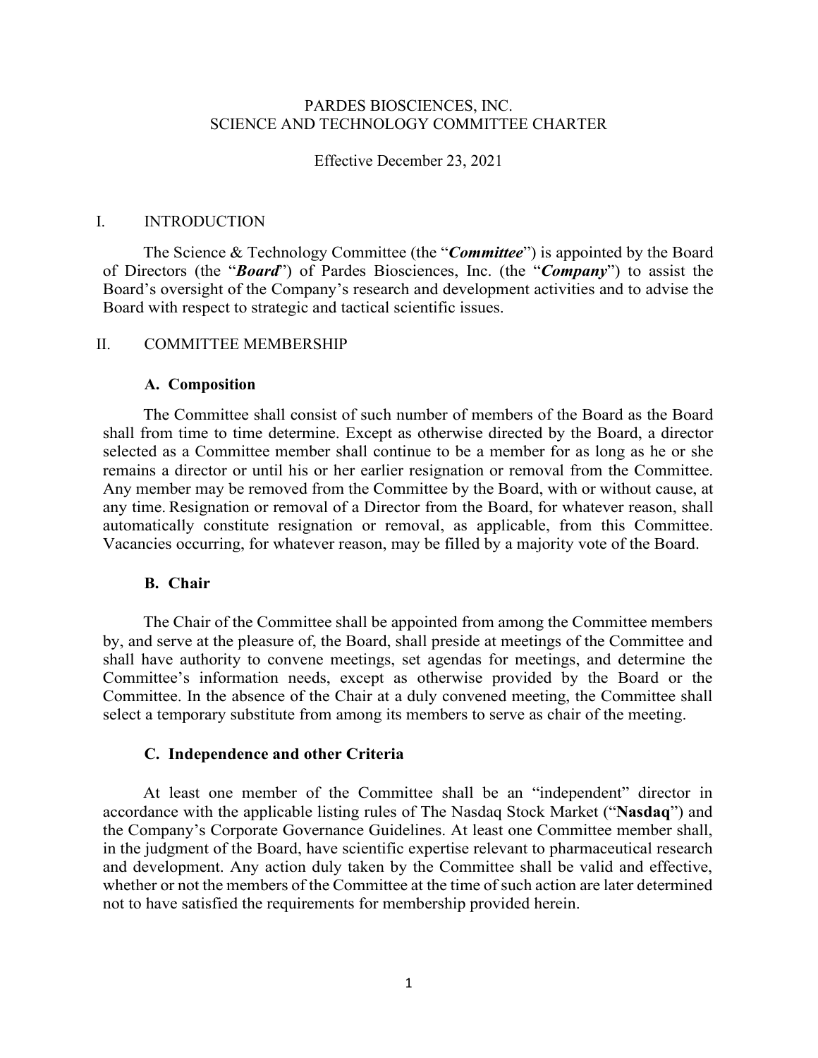# PARDES BIOSCIENCES, INC.
# SCIENCE AND TECHNOLOGY COMMITTEE CHARTER

Effective December 23, 2021

## I. INTRODUCTION

The Science & Technology Committee (the "***Committee***") is appointed by the Board of Directors (the "***Board***") of Pardes Biosciences, Inc. (the "***Company***") to assist the Board's oversight of the Company's research and development activities and to advise the Board with respect to strategic and tactical scientific issues.

## II. COMMITTEE MEMBERSHIP

### A. Composition

The Committee shall consist of such number of members of the Board as the Board shall from time to time determine. Except as otherwise directed by the Board, a director selected as a Committee member shall continue to be a member for as long as he or she remains a director or until his or her earlier resignation or removal from the Committee. Any member may be removed from the Committee by the Board, with or without cause, at any time. Resignation or removal of a Director from the Board, for whatever reason, shall automatically constitute resignation or removal, as applicable, from this Committee. Vacancies occurring, for whatever reason, may be filled by a majority vote of the Board.

### B. Chair

The Chair of the Committee shall be appointed from among the Committee members by, and serve at the pleasure of, the Board, shall preside at meetings of the Committee and shall have authority to convene meetings, set agendas for meetings, and determine the Committee's information needs, except as otherwise provided by the Board or the Committee. In the absence of the Chair at a duly convened meeting, the Committee shall select a temporary substitute from among its members to serve as chair of the meeting.

### C. Independence and other Criteria

At least one member of the Committee shall be an "independent" director in accordance with the applicable listing rules of The Nasdaq Stock Market ("**Nasdaq**") and the Company's Corporate Governance Guidelines. At least one Committee member shall, in the judgment of the Board, have scientific expertise relevant to pharmaceutical research and development. Any action duly taken by the Committee shall be valid and effective, whether or not the members of the Committee at the time of such action are later determined not to have satisfied the requirements for membership provided herein.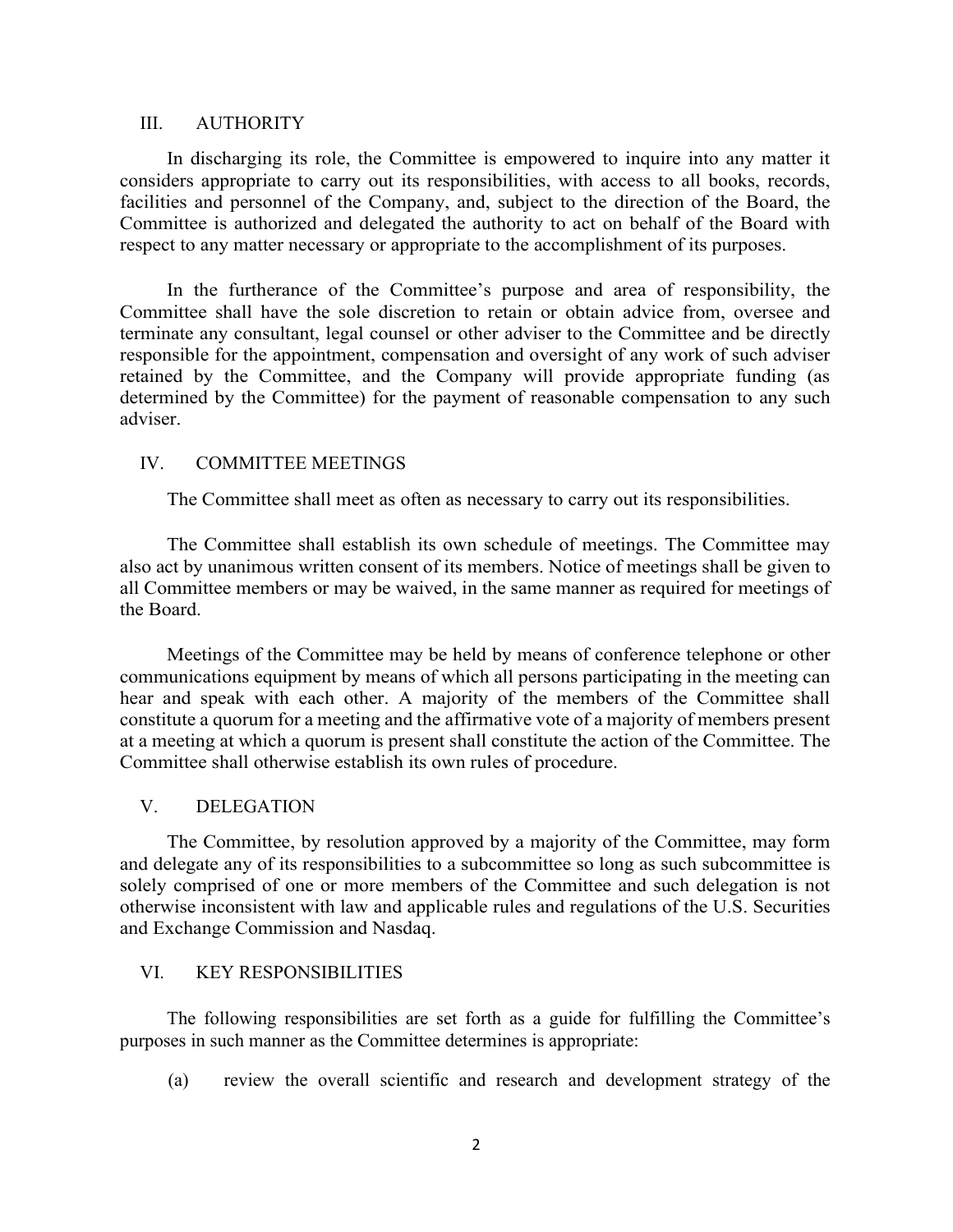## III. AUTHORITY

In discharging its role, the Committee is empowered to inquire into any matter it considers appropriate to carry out its responsibilities, with access to all books, records, facilities and personnel of the Company, and, subject to the direction of the Board, the Committee is authorized and delegated the authority to act on behalf of the Board with respect to any matter necessary or appropriate to the accomplishment of its purposes.

In the furtherance of the Committee's purpose and area of responsibility, the Committee shall have the sole discretion to retain or obtain advice from, oversee and terminate any consultant, legal counsel or other adviser to the Committee and be directly responsible for the appointment, compensation and oversight of any work of such adviser retained by the Committee, and the Company will provide appropriate funding (as determined by the Committee) for the payment of reasonable compensation to any such adviser.

## IV. COMMITTEE MEETINGS

The Committee shall meet as often as necessary to carry out its responsibilities.

The Committee shall establish its own schedule of meetings. The Committee may also act by unanimous written consent of its members. Notice of meetings shall be given to all Committee members or may be waived, in the same manner as required for meetings of the Board.

Meetings of the Committee may be held by means of conference telephone or other communications equipment by means of which all persons participating in the meeting can hear and speak with each other. A majority of the members of the Committee shall constitute a quorum for a meeting and the affirmative vote of a majority of members present at a meeting at which a quorum is present shall constitute the action of the Committee. The Committee shall otherwise establish its own rules of procedure.

## V. DELEGATION

The Committee, by resolution approved by a majority of the Committee, may form and delegate any of its responsibilities to a subcommittee so long as such subcommittee is solely comprised of one or more members of the Committee and such delegation is not otherwise inconsistent with law and applicable rules and regulations of the U.S. Securities and Exchange Commission and Nasdaq.

## VI. KEY RESPONSIBILITIES

The following responsibilities are set forth as a guide for fulfilling the Committee's purposes in such manner as the Committee determines is appropriate:

(a) review the overall scientific and research and development strategy of the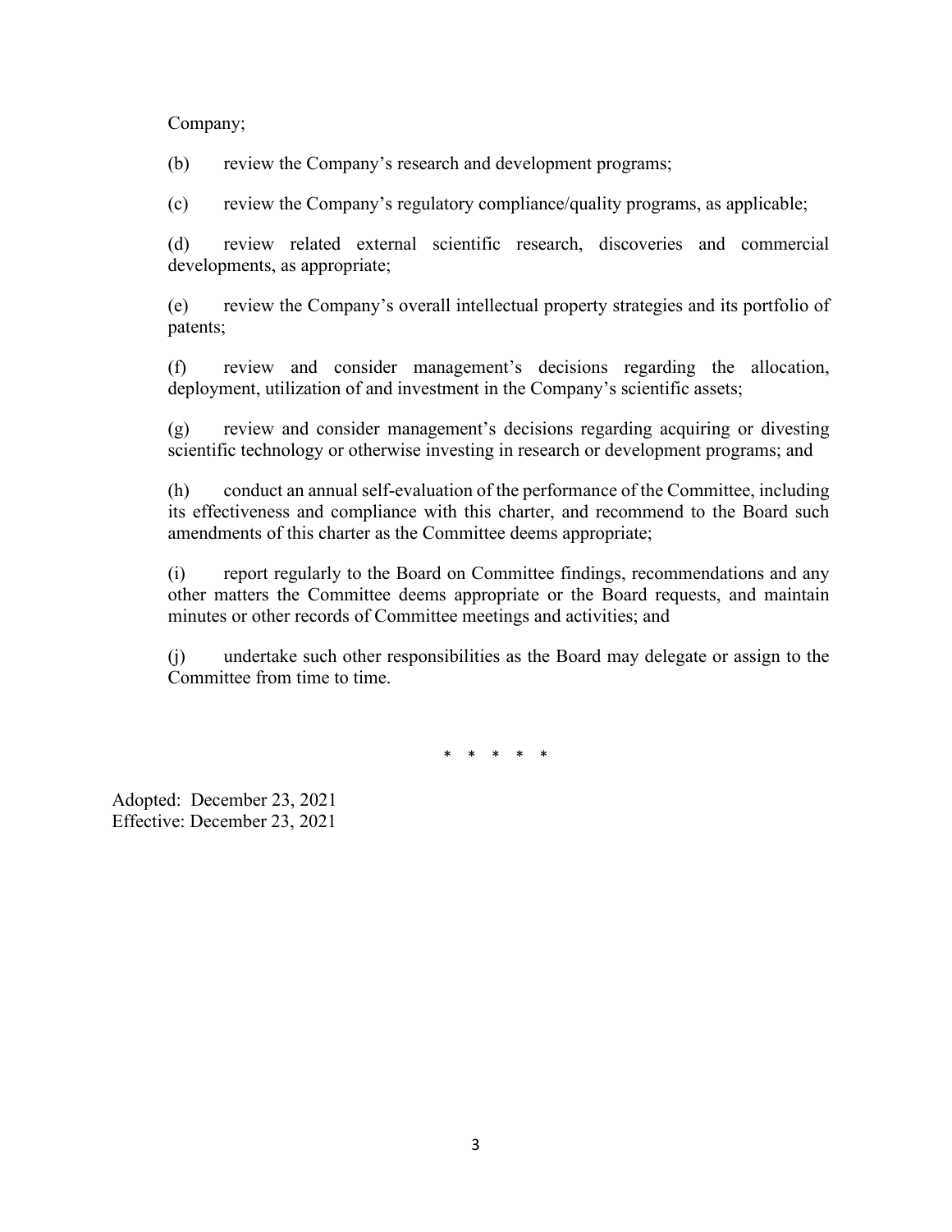Company;

(b) review the Company's research and development programs;

(c) review the Company's regulatory compliance/quality programs, as applicable;

(d) review related external scientific research, discoveries and commercial developments, as appropriate;

(e) review the Company's overall intellectual property strategies and its portfolio of patents;

(f) review and consider management's decisions regarding the allocation, deployment, utilization of and investment in the Company's scientific assets;

(g) review and consider management's decisions regarding acquiring or divesting scientific technology or otherwise investing in research or development programs; and

(h) conduct an annual self-evaluation of the performance of the Committee, including its effectiveness and compliance with this charter, and recommend to the Board such amendments of this charter as the Committee deems appropriate;

(i) report regularly to the Board on Committee findings, recommendations and any other matters the Committee deems appropriate or the Board requests, and maintain minutes or other records of Committee meetings and activities; and

(j) undertake such other responsibilities as the Board may delegate or assign to the Committee from time to time.

\* \* \* \* \*

Adopted: December 23, 2021
Effective: December 23, 2021